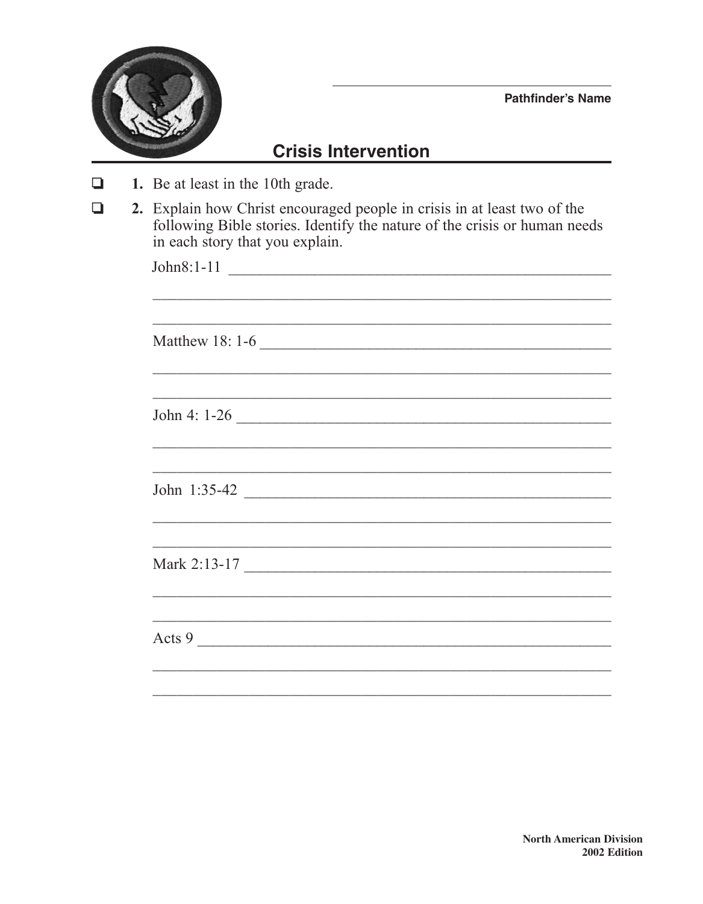Pathfinder's Name

# Crisis Intervention

- ❑ **1.** Be at least in the 10th grade.
- ❑ **2.** Explain how Christ encouraged people in crisis in at least two of the following Bible stories. Identify the nature of the crisis or human needs in each story that you explain.

John8:1-11 ______________________________________________

______________________________________________

______________________________________________

Matthew 18: 1-6 ______________________________________________

______________________________________________

______________________________________________

John 4: 1-26 ______________________________________________

______________________________________________

______________________________________________

John 1:35-42 ______________________________________________

______________________________________________

______________________________________________

Mark 2:13-17 ______________________________________________

______________________________________________

______________________________________________

Acts 9 ______________________________________________

______________________________________________

______________________________________________

**North American Division**
**2002 Edition**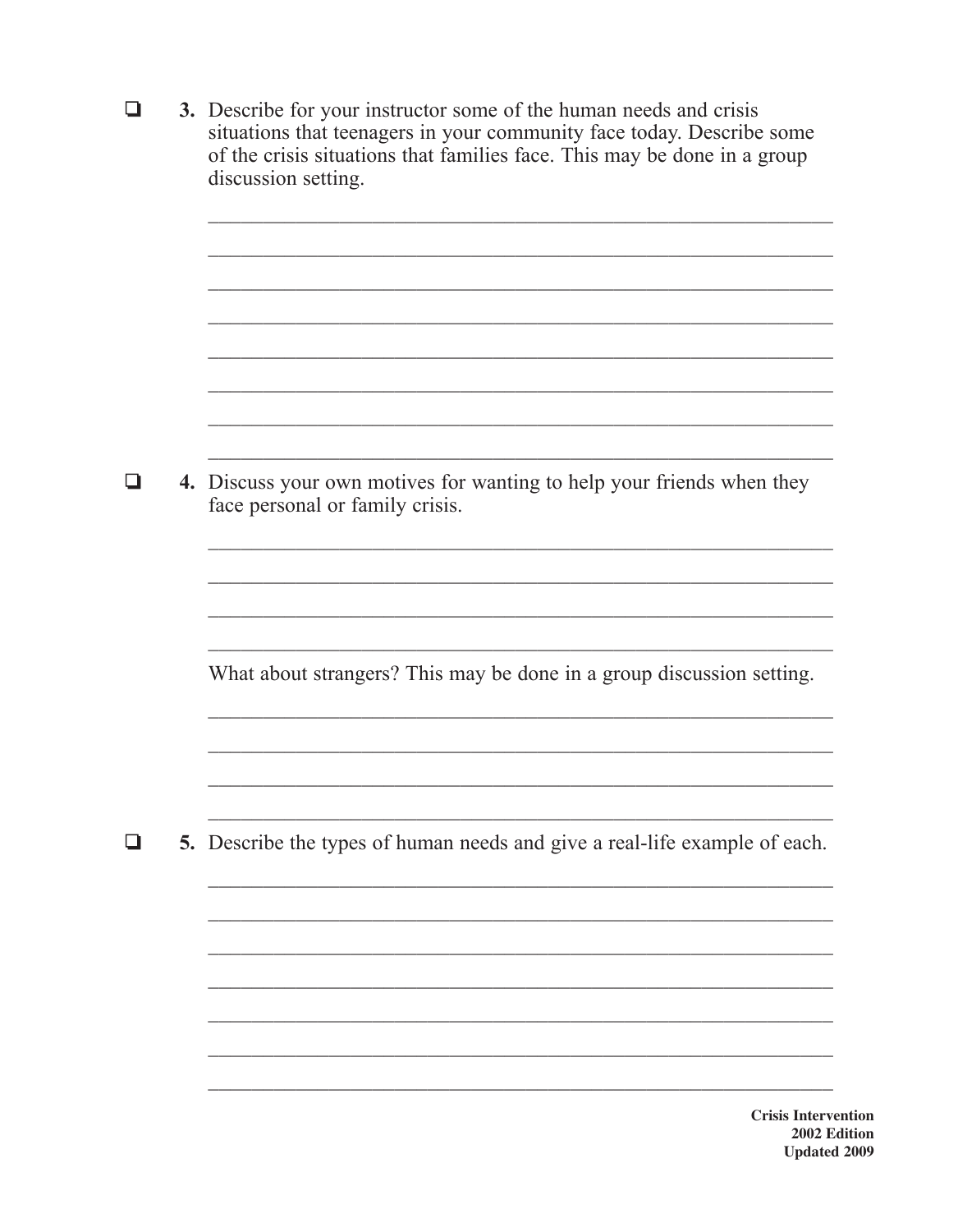- [ ] **3.** Describe for your instructor some of the human needs and crisis situations that teenagers in your community face today. Describe some of the crisis situations that families face. This may be done in a group discussion setting.

________________________________________________________________

________________________________________________________________

________________________________________________________________

________________________________________________________________

________________________________________________________________

________________________________________________________________

________________________________________________________________

________________________________________________________________

- [ ] **4.** Discuss your own motives for wanting to help your friends when they face personal or family crisis.

________________________________________________________________

________________________________________________________________

________________________________________________________________

________________________________________________________________

What about strangers? This may be done in a group discussion setting.

________________________________________________________________

________________________________________________________________

________________________________________________________________

________________________________________________________________

- [ ] **5.** Describe the types of human needs and give a real-life example of each.

________________________________________________________________

________________________________________________________________

________________________________________________________________

________________________________________________________________

________________________________________________________________

________________________________________________________________

________________________________________________________________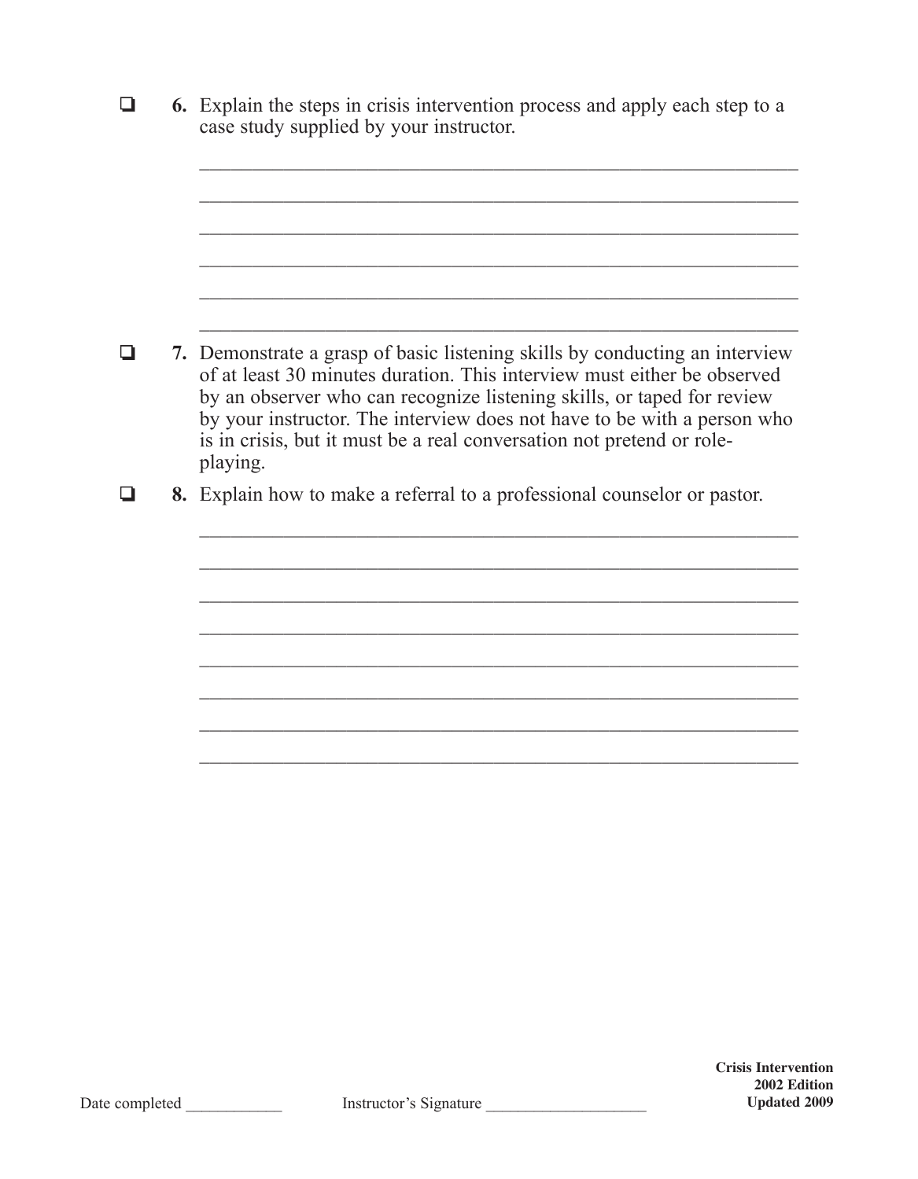- ☐ **6.** Explain the steps in crisis intervention process and apply each step to a case study supplied by your instructor.

  ______________________________________________________________

  ______________________________________________________________

  ______________________________________________________________

  ______________________________________________________________

  ______________________________________________________________

  ______________________________________________________________

- ☐ **7.** Demonstrate a grasp of basic listening skills by conducting an interview of at least 30 minutes duration. This interview must either be observed by an observer who can recognize listening skills, or taped for review by your instructor. The interview does not have to be with a person who is in crisis, but it must be a real conversation not pretend or role-playing.

- ☐ **8.** Explain how to make a referral to a professional counselor or pastor.

  ______________________________________________________________

  ______________________________________________________________

  ______________________________________________________________

  ______________________________________________________________

  ______________________________________________________________

  ______________________________________________________________

  ______________________________________________________________

  ______________________________________________________________

Date completed ____________ Instructor's Signature ____________________

**Crisis Intervention**
**2002 Edition**
**Updated 2009**